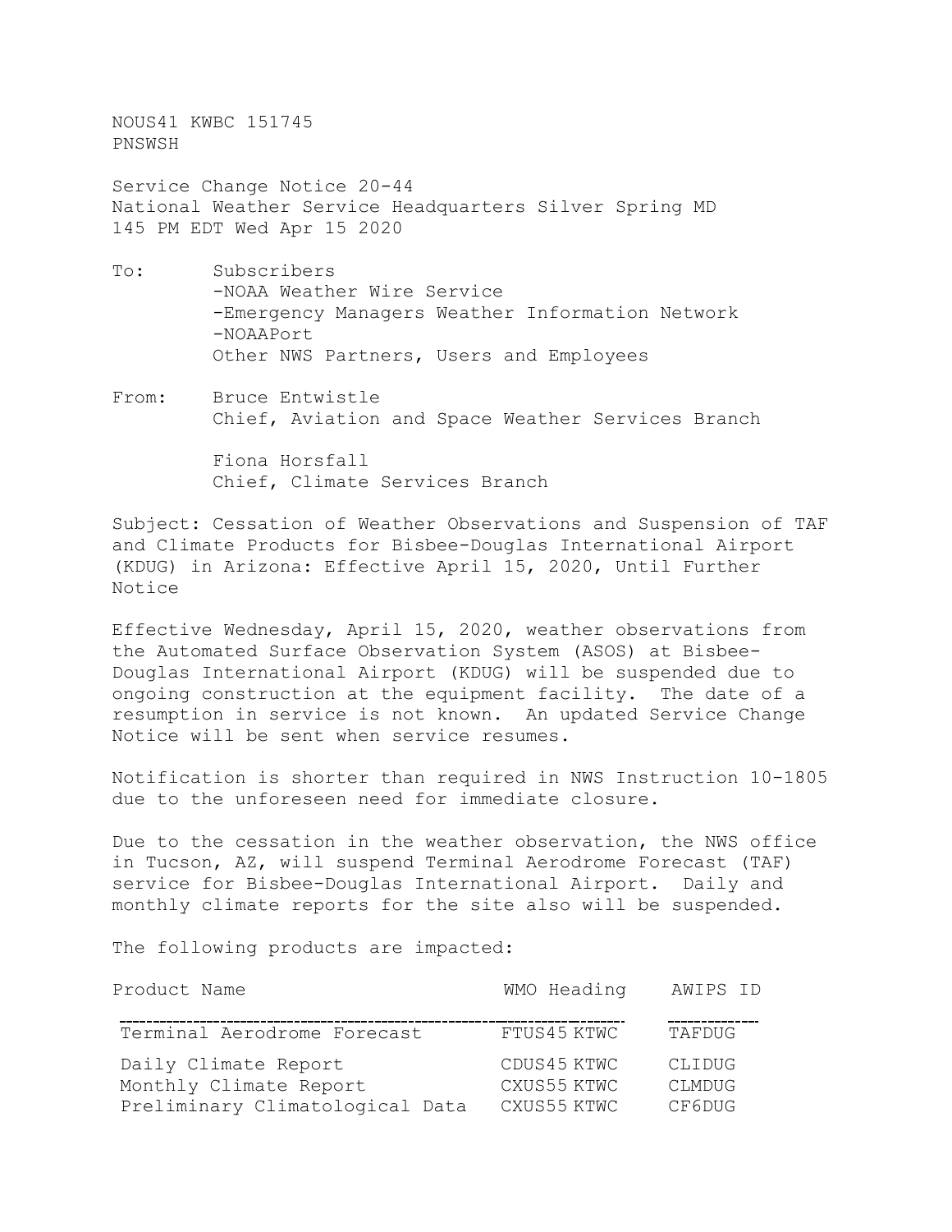NOUS41 KWBC 151745
PNSWSH

Service Change Notice 20-44
National Weather Service Headquarters Silver Spring MD
145 PM EDT Wed Apr 15 2020

To: Subscribers
-NOAA Weather Wire Service
-Emergency Managers Weather Information Network
-NOAAPort
Other NWS Partners, Users and Employees

From: Bruce Entwistle
Chief, Aviation and Space Weather Services Branch

Fiona Horsfall
Chief, Climate Services Branch

Subject: Cessation of Weather Observations and Suspension of TAF and Climate Products for Bisbee-Douglas International Airport (KDUG) in Arizona: Effective April 15, 2020, Until Further Notice

Effective Wednesday, April 15, 2020, weather observations from the Automated Surface Observation System (ASOS) at Bisbee-Douglas International Airport (KDUG) will be suspended due to ongoing construction at the equipment facility. The date of a resumption in service is not known. An updated Service Change Notice will be sent when service resumes.

Notification is shorter than required in NWS Instruction 10-1805 due to the unforeseen need for immediate closure.

Due to the cessation in the weather observation, the NWS office in Tucson, AZ, will suspend Terminal Aerodrome Forecast (TAF) service for Bisbee-Douglas International Airport. Daily and monthly climate reports for the site also will be suspended.

The following products are impacted:

| Product Name | WMO Heading | AWIPS ID |
|---|---|---|
| Terminal Aerodrome Forecast | FTUS45 KTWC | TAFDUG |
| Daily Climate Report | CDUS45 KTWC | CLIDUG |
| Monthly Climate Report | CXUS55 KTWC | CLMDUG |
| Preliminary Climatological Data | CXUS55 KTWC | CF6DUG |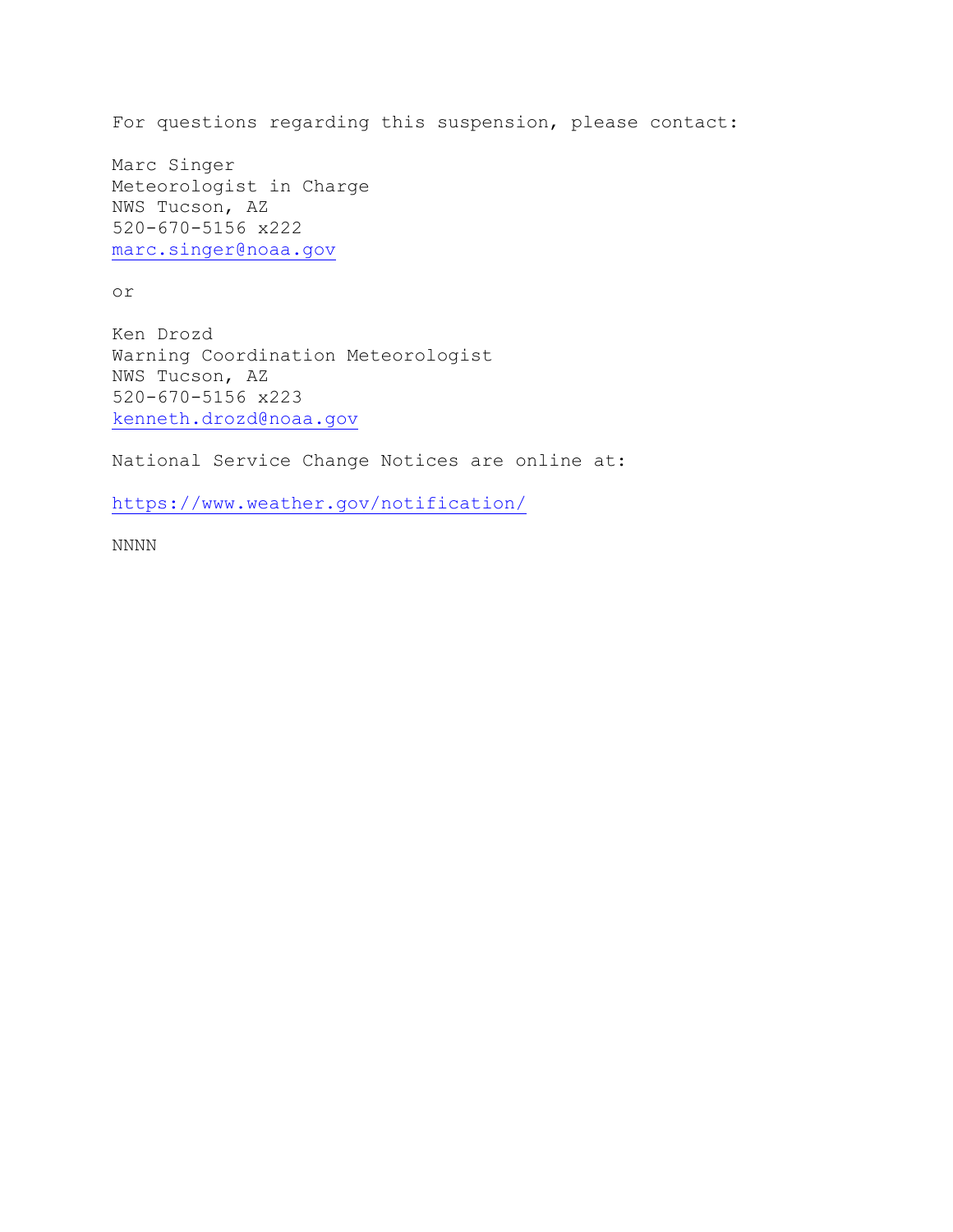For questions regarding this suspension, please contact:

Marc Singer  
Meteorologist in Charge  
NWS Tucson, AZ  
520-670-5156 x222  
marc.singer@noaa.gov

or

Ken Drozd  
Warning Coordination Meteorologist  
NWS Tucson, AZ  
520-670-5156 x223  
kenneth.drozd@noaa.gov

National Service Change Notices are online at:

https://www.weather.gov/notification/

NNNN